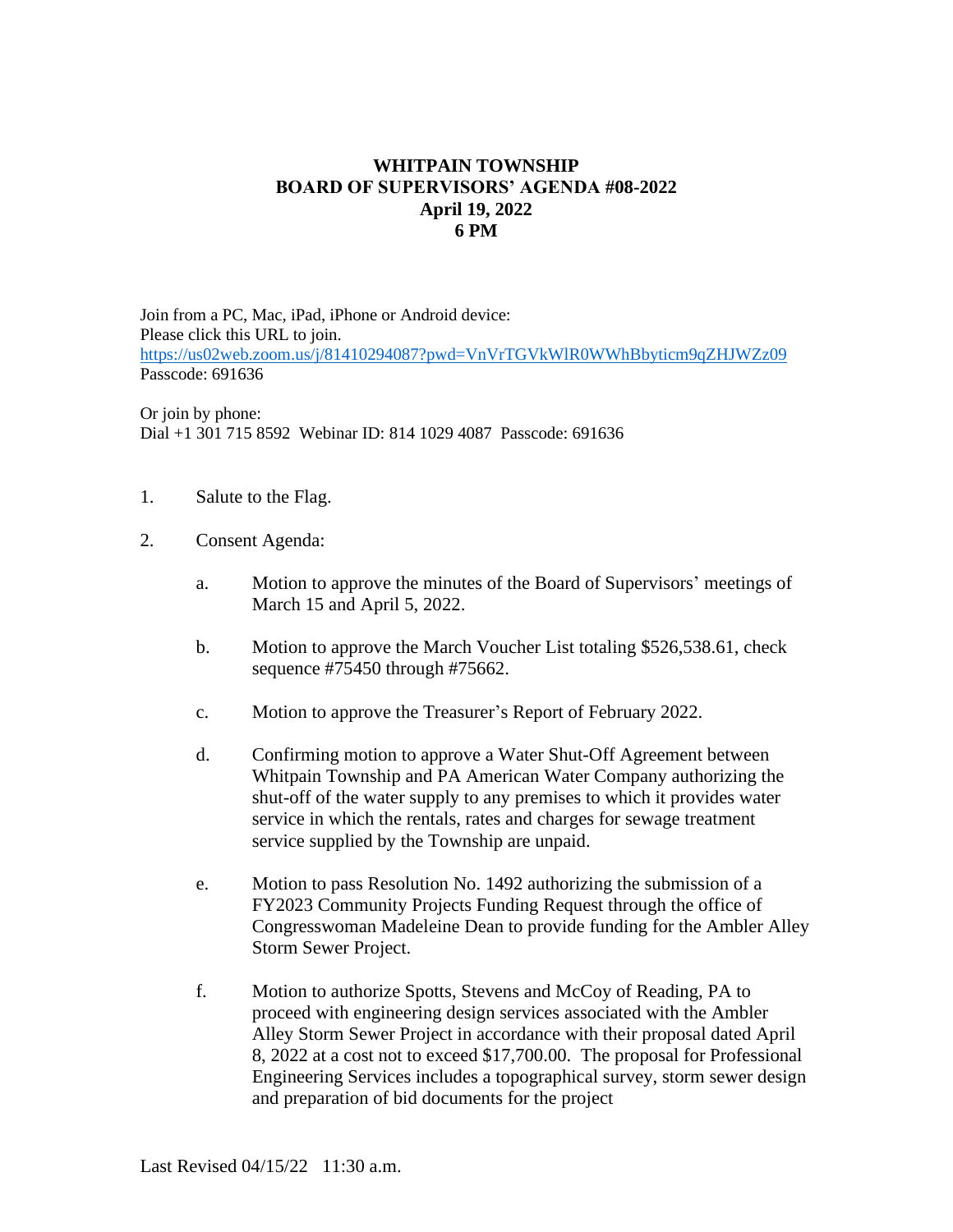**WHITPAIN TOWNSHIP**
**BOARD OF SUPERVISORS' AGENDA #08-2022**
**April 19, 2022**
**6 PM**

Join from a PC, Mac, iPad, iPhone or Android device:
Please click this URL to join.
https://us02web.zoom.us/j/81410294087?pwd=VnVrTGVkWlR0WWhBbyticm9qZHJWZz09
Passcode: 691636

Or join by phone:
Dial +1 301 715 8592 Webinar ID: 814 1029 4087 Passcode: 691636

1. Salute to the Flag.

2. Consent Agenda:

   a. Motion to approve the minutes of the Board of Supervisors' meetings of March 15 and April 5, 2022.

   b. Motion to approve the March Voucher List totaling $526,538.61, check sequence #75450 through #75662.

   c. Motion to approve the Treasurer's Report of February 2022.

   d. Confirming motion to approve a Water Shut-Off Agreement between Whitpain Township and PA American Water Company authorizing the shut-off of the water supply to any premises to which it provides water service in which the rentals, rates and charges for sewage treatment service supplied by the Township are unpaid.

   e. Motion to pass Resolution No. 1492 authorizing the submission of a FY2023 Community Projects Funding Request through the office of Congresswoman Madeleine Dean to provide funding for the Ambler Alley Storm Sewer Project.

   f. Motion to authorize Spotts, Stevens and McCoy of Reading, PA to proceed with engineering design services associated with the Ambler Alley Storm Sewer Project in accordance with their proposal dated April 8, 2022 at a cost not to exceed $17,700.00. The proposal for Professional Engineering Services includes a topographical survey, storm sewer design and preparation of bid documents for the project

Last Revised 04/15/22 11:30 a.m.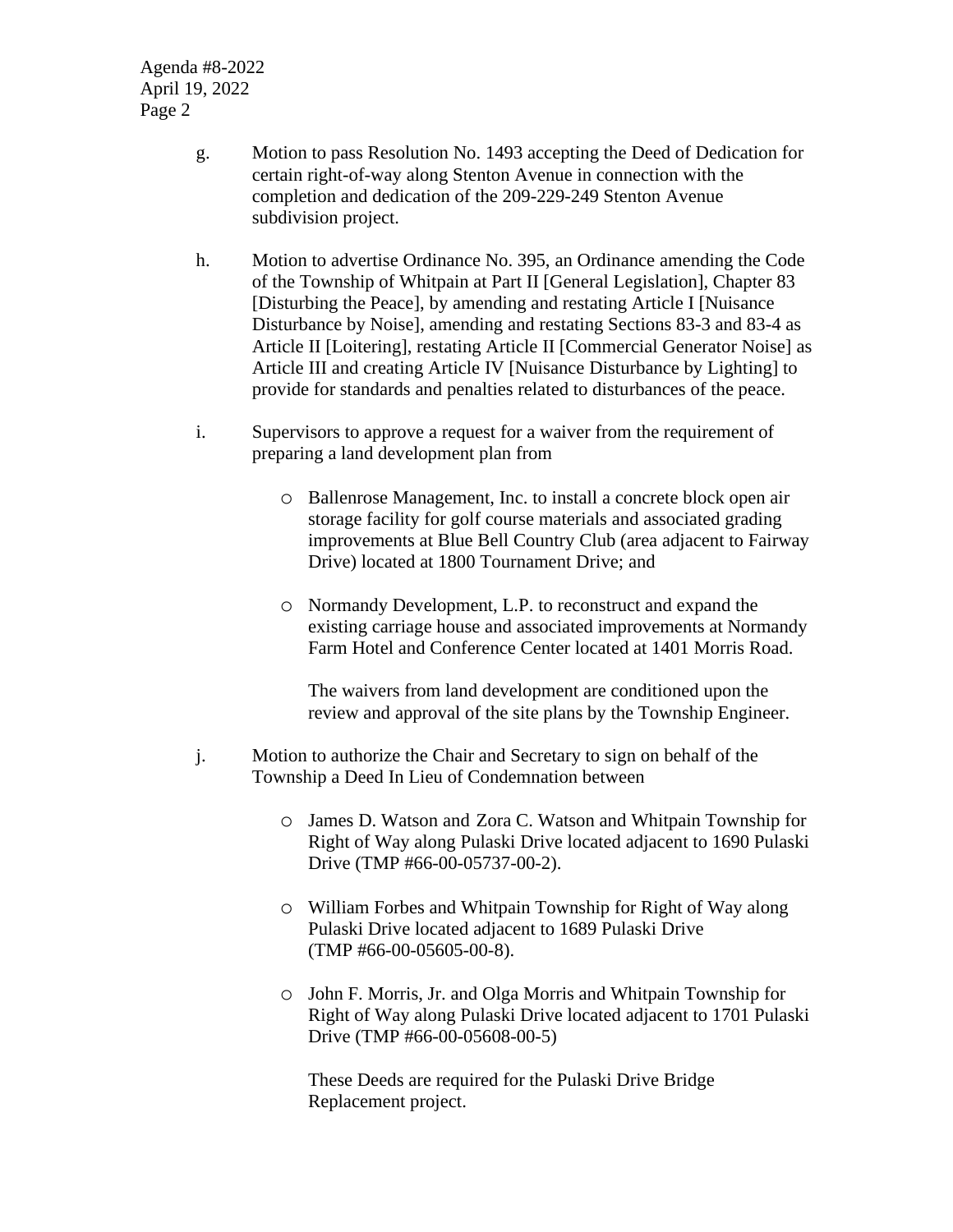g. Motion to pass Resolution No. 1493 accepting the Deed of Dedication for certain right-of-way along Stenton Avenue in connection with the completion and dedication of the 209-229-249 Stenton Avenue subdivision project.

h. Motion to advertise Ordinance No. 395, an Ordinance amending the Code of the Township of Whitpain at Part II [General Legislation], Chapter 83 [Disturbing the Peace], by amending and restating Article I [Nuisance Disturbance by Noise], amending and restating Sections 83-3 and 83-4 as Article II [Loitering], restating Article II [Commercial Generator Noise] as Article III and creating Article IV [Nuisance Disturbance by Lighting] to provide for standards and penalties related to disturbances of the peace.

i. Supervisors to approve a request for a waiver from the requirement of preparing a land development plan from

   - Ballenrose Management, Inc. to install a concrete block open air storage facility for golf course materials and associated grading improvements at Blue Bell Country Club (area adjacent to Fairway Drive) located at 1800 Tournament Drive; and

   - Normandy Development, L.P. to reconstruct and expand the existing carriage house and associated improvements at Normandy Farm Hotel and Conference Center located at 1401 Morris Road.

   The waivers from land development are conditioned upon the review and approval of the site plans by the Township Engineer.

j. Motion to authorize the Chair and Secretary to sign on behalf of the Township a Deed In Lieu of Condemnation between

   - James D. Watson and Zora C. Watson and Whitpain Township for Right of Way along Pulaski Drive located adjacent to 1690 Pulaski Drive (TMP #66-00-05737-00-2).

   - William Forbes and Whitpain Township for Right of Way along Pulaski Drive located adjacent to 1689 Pulaski Drive (TMP #66-00-05605-00-8).

   - John F. Morris, Jr. and Olga Morris and Whitpain Township for Right of Way along Pulaski Drive located adjacent to 1701 Pulaski Drive (TMP #66-00-05608-00-5)

   These Deeds are required for the Pulaski Drive Bridge Replacement project.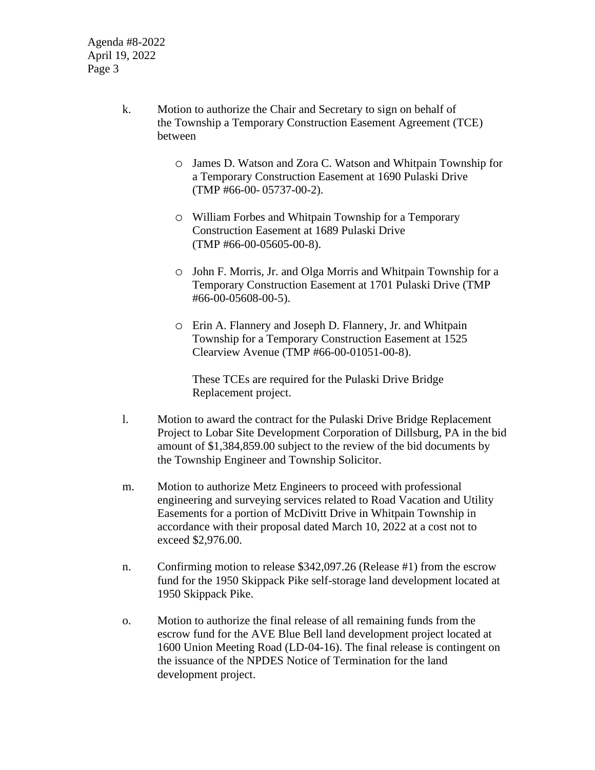k. Motion to authorize the Chair and Secretary to sign on behalf of the Township a Temporary Construction Easement Agreement (TCE) between

   - James D. Watson and Zora C. Watson and Whitpain Township for a Temporary Construction Easement at 1690 Pulaski Drive (TMP #66-00- 05737-00-2).

   - William Forbes and Whitpain Township for a Temporary Construction Easement at 1689 Pulaski Drive (TMP #66-00-05605-00-8).

   - John F. Morris, Jr. and Olga Morris and Whitpain Township for a Temporary Construction Easement at 1701 Pulaski Drive (TMP #66-00-05608-00-5).

   - Erin A. Flannery and Joseph D. Flannery, Jr. and Whitpain Township for a Temporary Construction Easement at 1525 Clearview Avenue (TMP #66-00-01051-00-8).

   These TCEs are required for the Pulaski Drive Bridge Replacement project.

l. Motion to award the contract for the Pulaski Drive Bridge Replacement Project to Lobar Site Development Corporation of Dillsburg, PA in the bid amount of $1,384,859.00 subject to the review of the bid documents by the Township Engineer and Township Solicitor.

m. Motion to authorize Metz Engineers to proceed with professional engineering and surveying services related to Road Vacation and Utility Easements for a portion of McDivitt Drive in Whitpain Township in accordance with their proposal dated March 10, 2022 at a cost not to exceed $2,976.00.

n. Confirming motion to release $342,097.26 (Release #1) from the escrow fund for the 1950 Skippack Pike self-storage land development located at 1950 Skippack Pike.

o. Motion to authorize the final release of all remaining funds from the escrow fund for the AVE Blue Bell land development project located at 1600 Union Meeting Road (LD-04-16). The final release is contingent on the issuance of the NPDES Notice of Termination for the land development project.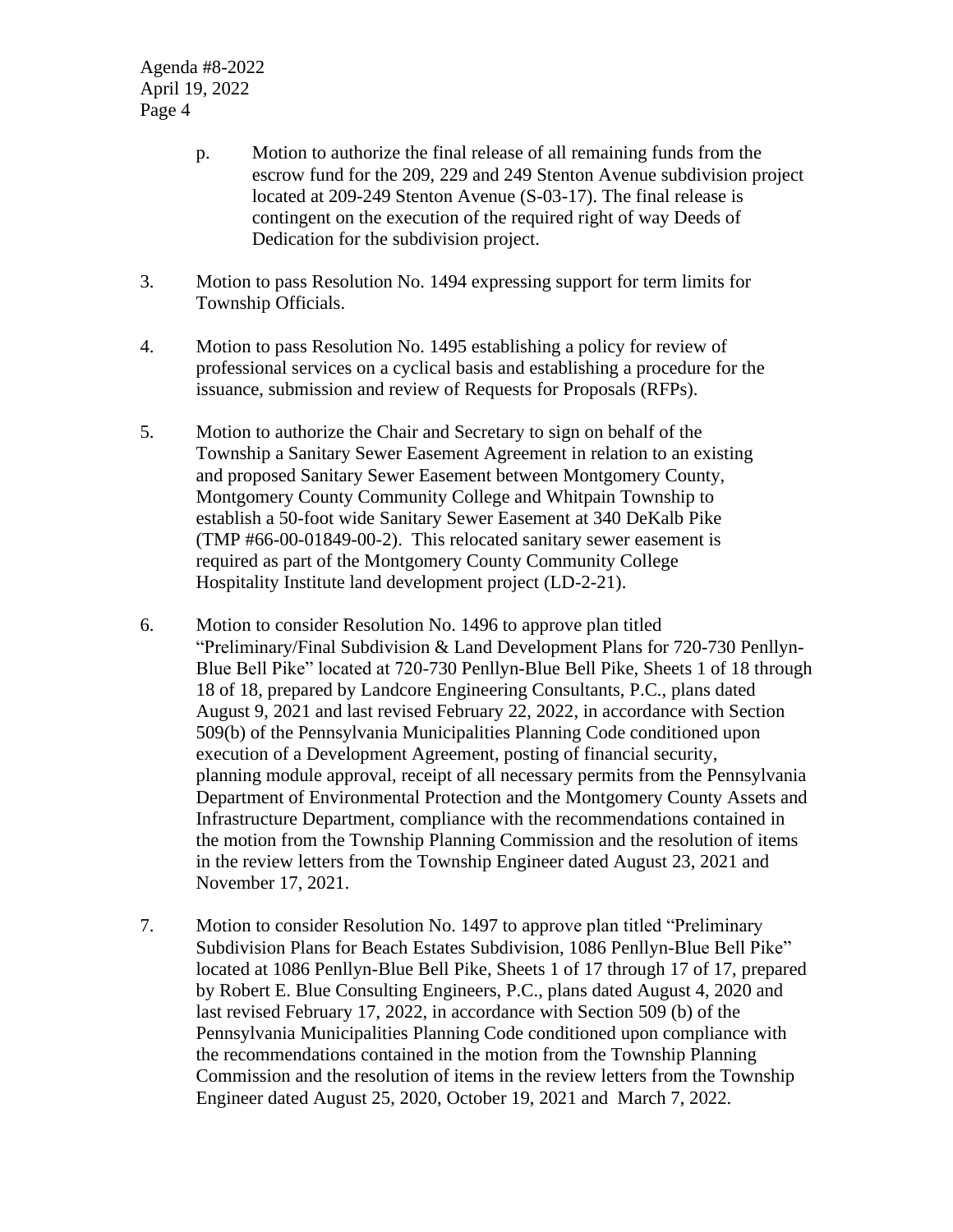p. Motion to authorize the final release of all remaining funds from the escrow fund for the 209, 229 and 249 Stenton Avenue subdivision project located at 209-249 Stenton Avenue (S-03-17). The final release is contingent on the execution of the required right of way Deeds of Dedication for the subdivision project.

3. Motion to pass Resolution No. 1494 expressing support for term limits for Township Officials.

4. Motion to pass Resolution No. 1495 establishing a policy for review of professional services on a cyclical basis and establishing a procedure for the issuance, submission and review of Requests for Proposals (RFPs).

5. Motion to authorize the Chair and Secretary to sign on behalf of the Township a Sanitary Sewer Easement Agreement in relation to an existing and proposed Sanitary Sewer Easement between Montgomery County, Montgomery County Community College and Whitpain Township to establish a 50-foot wide Sanitary Sewer Easement at 340 DeKalb Pike (TMP #66-00-01849-00-2). This relocated sanitary sewer easement is required as part of the Montgomery County Community College Hospitality Institute land development project (LD-2-21).

6. Motion to consider Resolution No. 1496 to approve plan titled "Preliminary/Final Subdivision & Land Development Plans for 720-730 Penllyn-Blue Bell Pike" located at 720-730 Penllyn-Blue Bell Pike, Sheets 1 of 18 through 18 of 18, prepared by Landcore Engineering Consultants, P.C., plans dated August 9, 2021 and last revised February 22, 2022, in accordance with Section 509(b) of the Pennsylvania Municipalities Planning Code conditioned upon execution of a Development Agreement, posting of financial security, planning module approval, receipt of all necessary permits from the Pennsylvania Department of Environmental Protection and the Montgomery County Assets and Infrastructure Department, compliance with the recommendations contained in the motion from the Township Planning Commission and the resolution of items in the review letters from the Township Engineer dated August 23, 2021 and November 17, 2021.

7. Motion to consider Resolution No. 1497 to approve plan titled "Preliminary Subdivision Plans for Beach Estates Subdivision, 1086 Penllyn-Blue Bell Pike" located at 1086 Penllyn-Blue Bell Pike, Sheets 1 of 17 through 17 of 17, prepared by Robert E. Blue Consulting Engineers, P.C., plans dated August 4, 2020 and last revised February 17, 2022, in accordance with Section 509 (b) of the Pennsylvania Municipalities Planning Code conditioned upon compliance with the recommendations contained in the motion from the Township Planning Commission and the resolution of items in the review letters from the Township Engineer dated August 25, 2020, October 19, 2021 and March 7, 2022.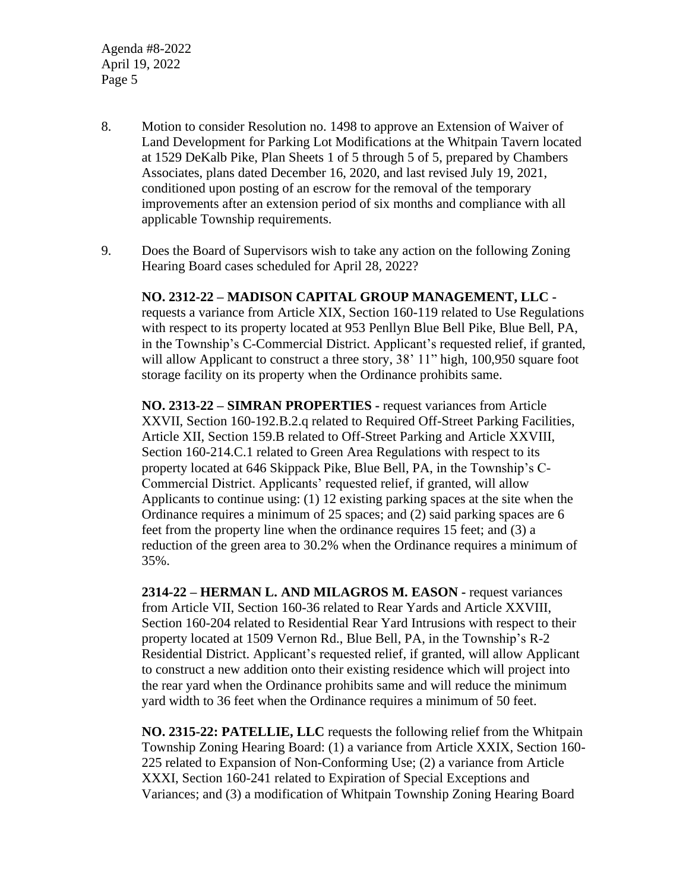8. Motion to consider Resolution no. 1498 to approve an Extension of Waiver of Land Development for Parking Lot Modifications at the Whitpain Tavern located at 1529 DeKalb Pike, Plan Sheets 1 of 5 through 5 of 5, prepared by Chambers Associates, plans dated December 16, 2020, and last revised July 19, 2021, conditioned upon posting of an escrow for the removal of the temporary improvements after an extension period of six months and compliance with all applicable Township requirements.

9. Does the Board of Supervisors wish to take any action on the following Zoning Hearing Board cases scheduled for April 28, 2022?

   **NO. 2312-22 – MADISON CAPITAL GROUP MANAGEMENT, LLC -** requests a variance from Article XIX, Section 160-119 related to Use Regulations with respect to its property located at 953 Penllyn Blue Bell Pike, Blue Bell, PA, in the Township's C-Commercial District. Applicant's requested relief, if granted, will allow Applicant to construct a three story, 38' 11" high, 100,950 square foot storage facility on its property when the Ordinance prohibits same.

   **NO. 2313-22 – SIMRAN PROPERTIES -** request variances from Article XXVII, Section 160-192.B.2.q related to Required Off-Street Parking Facilities, Article XII, Section 159.B related to Off-Street Parking and Article XXVIII, Section 160-214.C.1 related to Green Area Regulations with respect to its property located at 646 Skippack Pike, Blue Bell, PA, in the Township's C-Commercial District. Applicants' requested relief, if granted, will allow Applicants to continue using: (1) 12 existing parking spaces at the site when the Ordinance requires a minimum of 25 spaces; and (2) said parking spaces are 6 feet from the property line when the ordinance requires 15 feet; and (3) a reduction of the green area to 30.2% when the Ordinance requires a minimum of 35%.

   **2314-22 – HERMAN L. AND MILAGROS M. EASON -** request variances from Article VII, Section 160-36 related to Rear Yards and Article XXVIII, Section 160-204 related to Residential Rear Yard Intrusions with respect to their property located at 1509 Vernon Rd., Blue Bell, PA, in the Township's R-2 Residential District. Applicant's requested relief, if granted, will allow Applicant to construct a new addition onto their existing residence which will project into the rear yard when the Ordinance prohibits same and will reduce the minimum yard width to 36 feet when the Ordinance requires a minimum of 50 feet.

   **NO. 2315-22: PATELLIE, LLC** requests the following relief from the Whitpain Township Zoning Hearing Board: (1) a variance from Article XXIX, Section 160-225 related to Expansion of Non-Conforming Use; (2) a variance from Article XXXI, Section 160-241 related to Expiration of Special Exceptions and Variances; and (3) a modification of Whitpain Township Zoning Hearing Board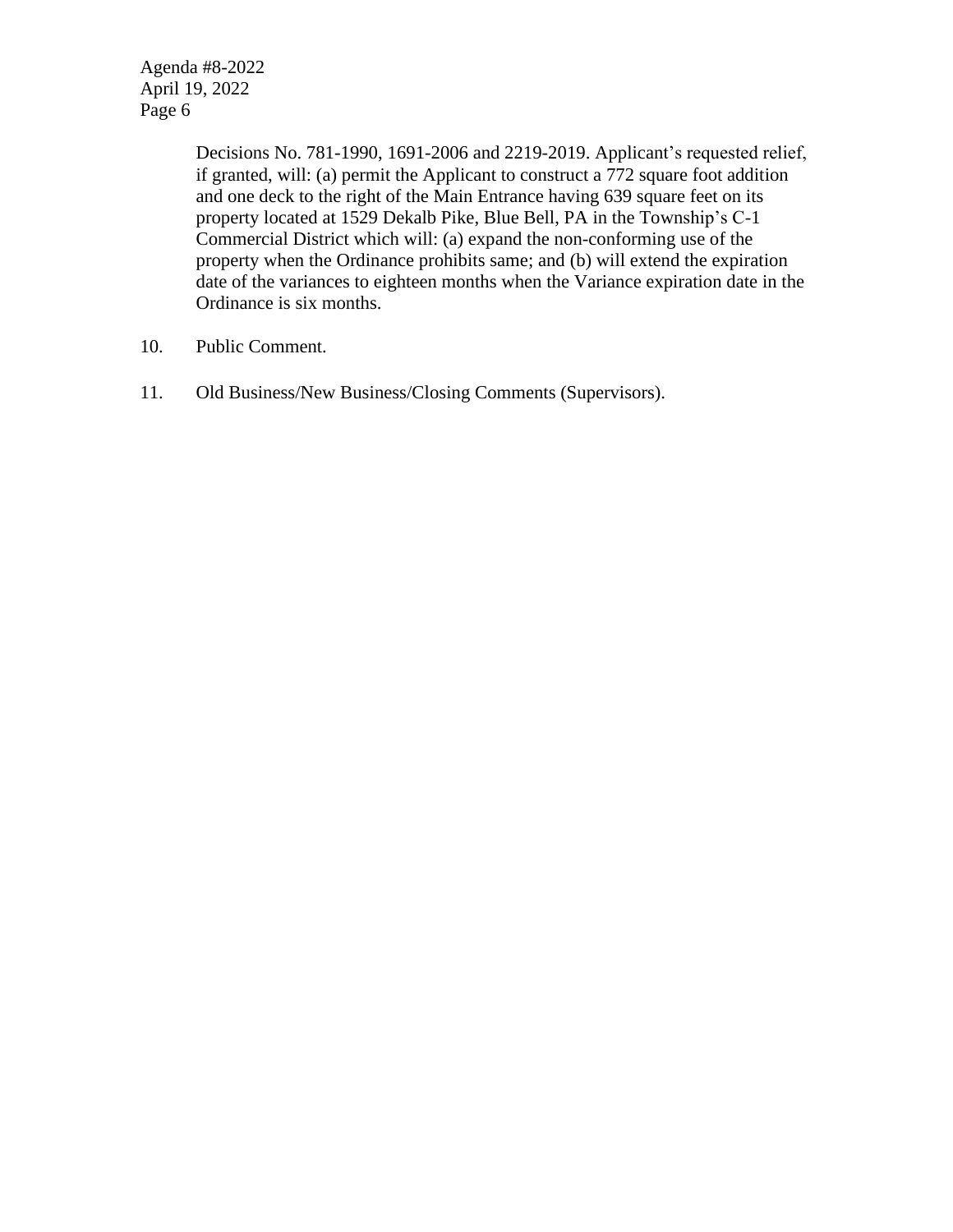Decisions No. 781-1990, 1691-2006 and 2219-2019. Applicant's requested relief, if granted, will: (a) permit the Applicant to construct a 772 square foot addition and one deck to the right of the Main Entrance having 639 square feet on its property located at 1529 Dekalb Pike, Blue Bell, PA in the Township's C-1 Commercial District which will: (a) expand the non-conforming use of the property when the Ordinance prohibits same; and (b) will extend the expiration date of the variances to eighteen months when the Variance expiration date in the Ordinance is six months.

10. Public Comment.

11. Old Business/New Business/Closing Comments (Supervisors).